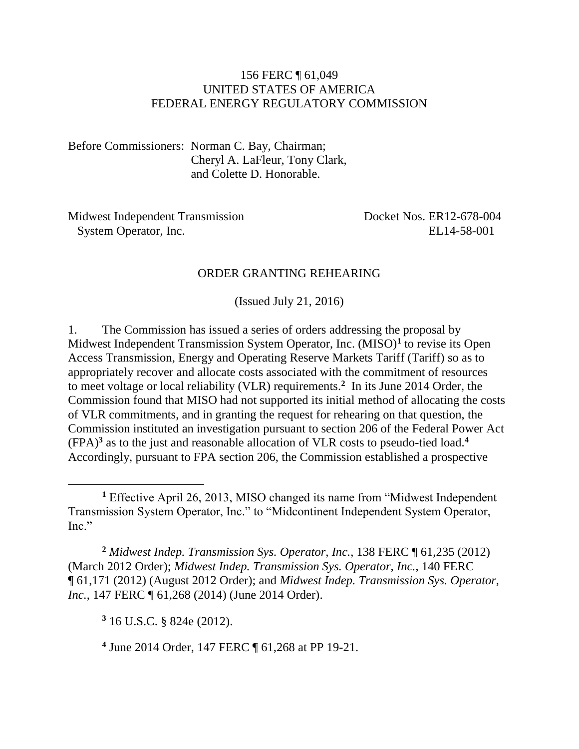156 FERC ¶ 61,049
UNITED STATES OF AMERICA
FEDERAL ENERGY REGULATORY COMMISSION

Before Commissioners: Norman C. Bay, Chairman;
Cheryl A. LaFleur, Tony Clark,
and Colette D. Honorable.

Midwest Independent Transmission System Operator, Inc. — Docket Nos. ER12-678-004, EL14-58-001

## ORDER GRANTING REHEARING

(Issued July 21, 2016)

1. The Commission has issued a series of orders addressing the proposal by Midwest Independent Transmission System Operator, Inc. (MISO)[1] to revise its Open Access Transmission, Energy and Operating Reserve Markets Tariff (Tariff) so as to appropriately recover and allocate costs associated with the commitment of resources to meet voltage or local reliability (VLR) requirements.[2] In its June 2014 Order, the Commission found that MISO had not supported its initial method of allocating the costs of VLR commitments, and in granting the request for rehearing on that question, the Commission instituted an investigation pursuant to section 206 of the Federal Power Act (FPA)[3] as to the just and reasonable allocation of VLR costs to pseudo-tied load.[4] Accordingly, pursuant to FPA section 206, the Commission established a prospective

---

[1] Effective April 26, 2013, MISO changed its name from "Midwest Independent Transmission System Operator, Inc." to "Midcontinent Independent System Operator, Inc."

[2] *Midwest Indep. Transmission Sys. Operator, Inc.*, 138 FERC ¶ 61,235 (2012) (March 2012 Order); *Midwest Indep. Transmission Sys. Operator, Inc.*, 140 FERC ¶ 61,171 (2012) (August 2012 Order); and *Midwest Indep. Transmission Sys. Operator, Inc.*, 147 FERC ¶ 61,268 (2014) (June 2014 Order).

[3] 16 U.S.C. § 824e (2012).

[4] June 2014 Order, 147 FERC ¶ 61,268 at PP 19-21.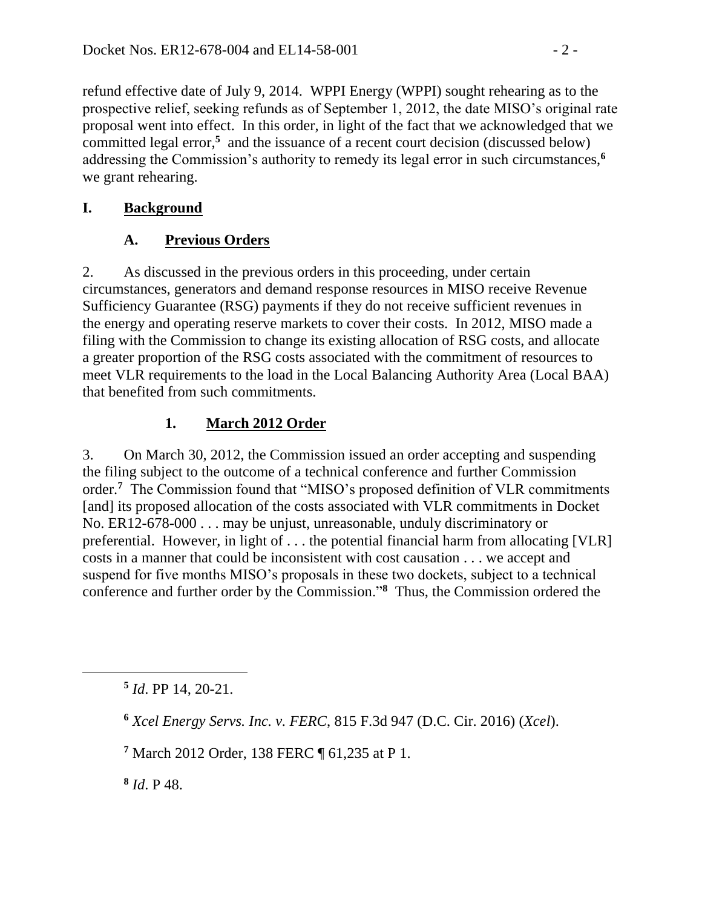refund effective date of July 9, 2014. WPPI Energy (WPPI) sought rehearing as to the prospective relief, seeking refunds as of September 1, 2012, the date MISO's original rate proposal went into effect. In this order, in light of the fact that we acknowledged that we committed legal error,[5] and the issuance of a recent court decision (discussed below) addressing the Commission's authority to remedy its legal error in such circumstances,[6] we grant rehearing.

## I. Background

### A. Previous Orders

2. As discussed in the previous orders in this proceeding, under certain circumstances, generators and demand response resources in MISO receive Revenue Sufficiency Guarantee (RSG) payments if they do not receive sufficient revenues in the energy and operating reserve markets to cover their costs. In 2012, MISO made a filing with the Commission to change its existing allocation of RSG costs, and allocate a greater proportion of the RSG costs associated with the commitment of resources to meet VLR requirements to the load in the Local Balancing Authority Area (Local BAA) that benefited from such commitments.

#### 1. March 2012 Order

3. On March 30, 2012, the Commission issued an order accepting and suspending the filing subject to the outcome of a technical conference and further Commission order.[7] The Commission found that "MISO's proposed definition of VLR commitments [and] its proposed allocation of the costs associated with VLR commitments in Docket No. ER12-678-000 . . . may be unjust, unreasonable, unduly discriminatory or preferential. However, in light of . . . the potential financial harm from allocating [VLR] costs in a manner that could be inconsistent with cost causation . . . we accept and suspend for five months MISO's proposals in these two dockets, subject to a technical conference and further order by the Commission."[8] Thus, the Commission ordered the

[5] *Id.* PP 14, 20-21.

[6] *Xcel Energy Servs. Inc. v. FERC*, 815 F.3d 947 (D.C. Cir. 2016) (*Xcel*).

[7] March 2012 Order, 138 FERC ¶ 61,235 at P 1.

[8] *Id.* P 48.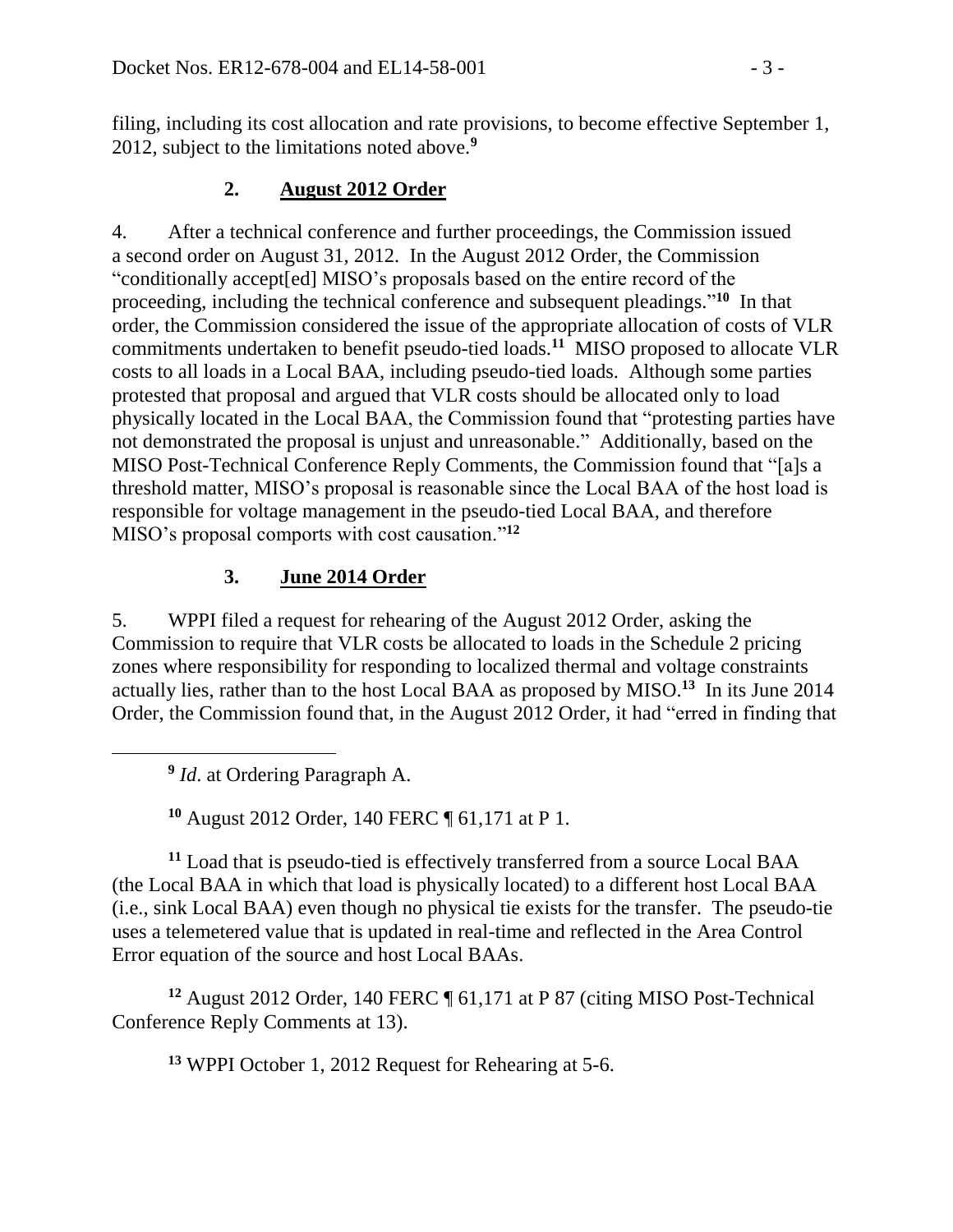filing, including its cost allocation and rate provisions, to become effective September 1, 2012, subject to the limitations noted above.[9]

### 2. **August 2012 Order**

4. After a technical conference and further proceedings, the Commission issued a second order on August 31, 2012. In the August 2012 Order, the Commission "conditionally accept[ed] MISO's proposals based on the entire record of the proceeding, including the technical conference and subsequent pleadings."[10] In that order, the Commission considered the issue of the appropriate allocation of costs of VLR commitments undertaken to benefit pseudo-tied loads.[11] MISO proposed to allocate VLR costs to all loads in a Local BAA, including pseudo-tied loads. Although some parties protested that proposal and argued that VLR costs should be allocated only to load physically located in the Local BAA, the Commission found that "protesting parties have not demonstrated the proposal is unjust and unreasonable." Additionally, based on the MISO Post-Technical Conference Reply Comments, the Commission found that "[a]s a threshold matter, MISO's proposal is reasonable since the Local BAA of the host load is responsible for voltage management in the pseudo-tied Local BAA, and therefore MISO's proposal comports with cost causation."[12]

### 3. **June 2014 Order**

5. WPPI filed a request for rehearing of the August 2012 Order, asking the Commission to require that VLR costs be allocated to loads in the Schedule 2 pricing zones where responsibility for responding to localized thermal and voltage constraints actually lies, rather than to the host Local BAA as proposed by MISO.[13] In its June 2014 Order, the Commission found that, in the August 2012 Order, it had "erred in finding that

---

[9] *Id.* at Ordering Paragraph A.

[10] August 2012 Order, 140 FERC ¶ 61,171 at P 1.

[11] Load that is pseudo-tied is effectively transferred from a source Local BAA (the Local BAA in which that load is physically located) to a different host Local BAA (i.e., sink Local BAA) even though no physical tie exists for the transfer. The pseudo-tie uses a telemetered value that is updated in real-time and reflected in the Area Control Error equation of the source and host Local BAAs.

[12] August 2012 Order, 140 FERC ¶ 61,171 at P 87 (citing MISO Post-Technical Conference Reply Comments at 13).

[13] WPPI October 1, 2012 Request for Rehearing at 5-6.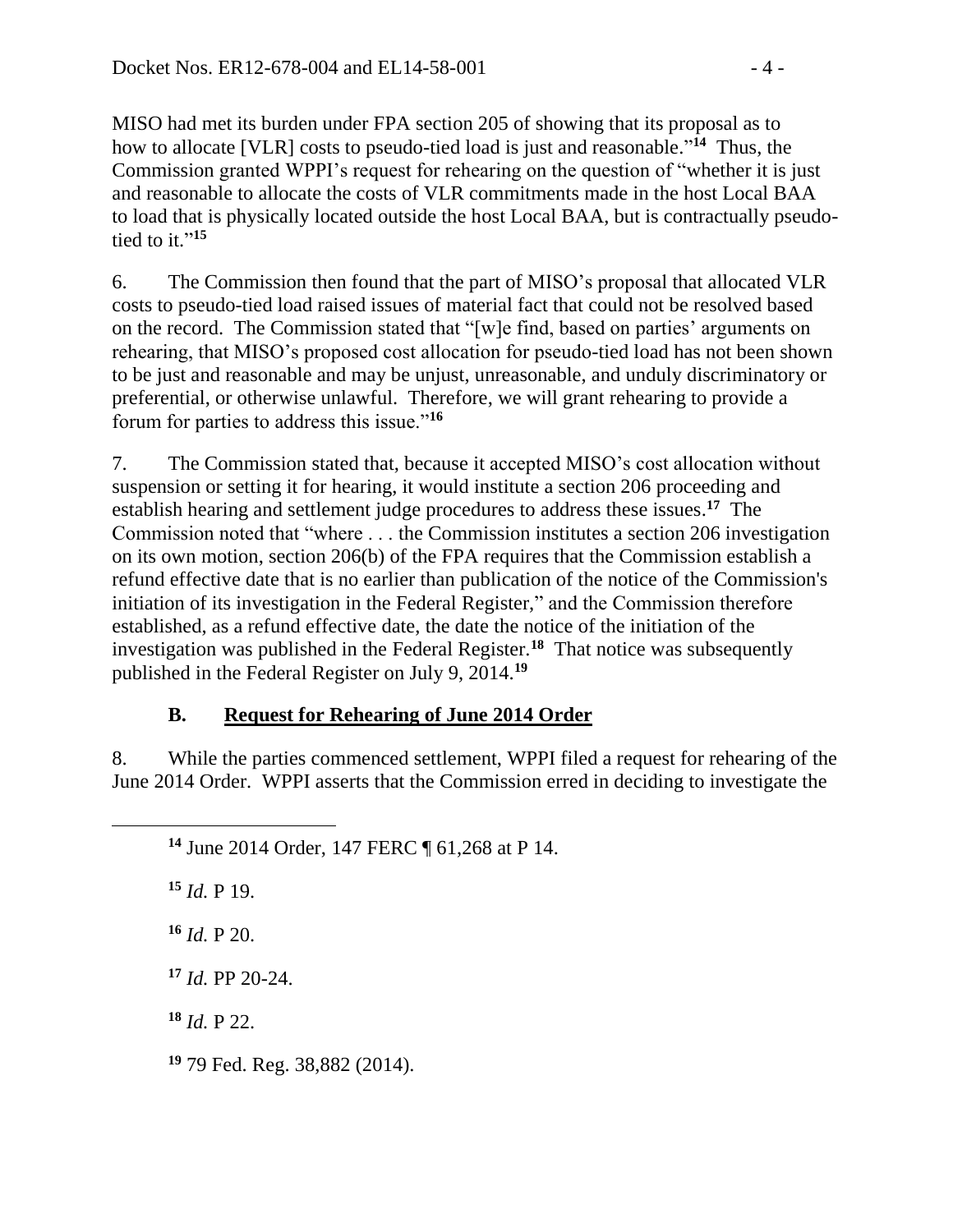MISO had met its burden under FPA section 205 of showing that its proposal as to how to allocate [VLR] costs to pseudo-tied load is just and reasonable."[14] Thus, the Commission granted WPPI's request for rehearing on the question of "whether it is just and reasonable to allocate the costs of VLR commitments made in the host Local BAA to load that is physically located outside the host Local BAA, but is contractually pseudo-tied to it."[15]

6. The Commission then found that the part of MISO's proposal that allocated VLR costs to pseudo-tied load raised issues of material fact that could not be resolved based on the record. The Commission stated that "[w]e find, based on parties' arguments on rehearing, that MISO's proposed cost allocation for pseudo-tied load has not been shown to be just and reasonable and may be unjust, unreasonable, and unduly discriminatory or preferential, or otherwise unlawful. Therefore, we will grant rehearing to provide a forum for parties to address this issue."[16]

7. The Commission stated that, because it accepted MISO's cost allocation without suspension or setting it for hearing, it would institute a section 206 proceeding and establish hearing and settlement judge procedures to address these issues.[17] The Commission noted that "where . . . the Commission institutes a section 206 investigation on its own motion, section 206(b) of the FPA requires that the Commission establish a refund effective date that is no earlier than publication of the notice of the Commission's initiation of its investigation in the Federal Register," and the Commission therefore established, as a refund effective date, the date the notice of the initiation of the investigation was published in the Federal Register.[18] That notice was subsequently published in the Federal Register on July 9, 2014.[19]

## B. Request for Rehearing of June 2014 Order

8. While the parties commenced settlement, WPPI filed a request for rehearing of the June 2014 Order. WPPI asserts that the Commission erred in deciding to investigate the

---

[14] June 2014 Order, 147 FERC ¶ 61,268 at P 14.

[15] *Id.* P 19.

[16] *Id.* P 20.

[17] *Id.* PP 20-24.

[18] *Id.* P 22.

[19] 79 Fed. Reg. 38,882 (2014).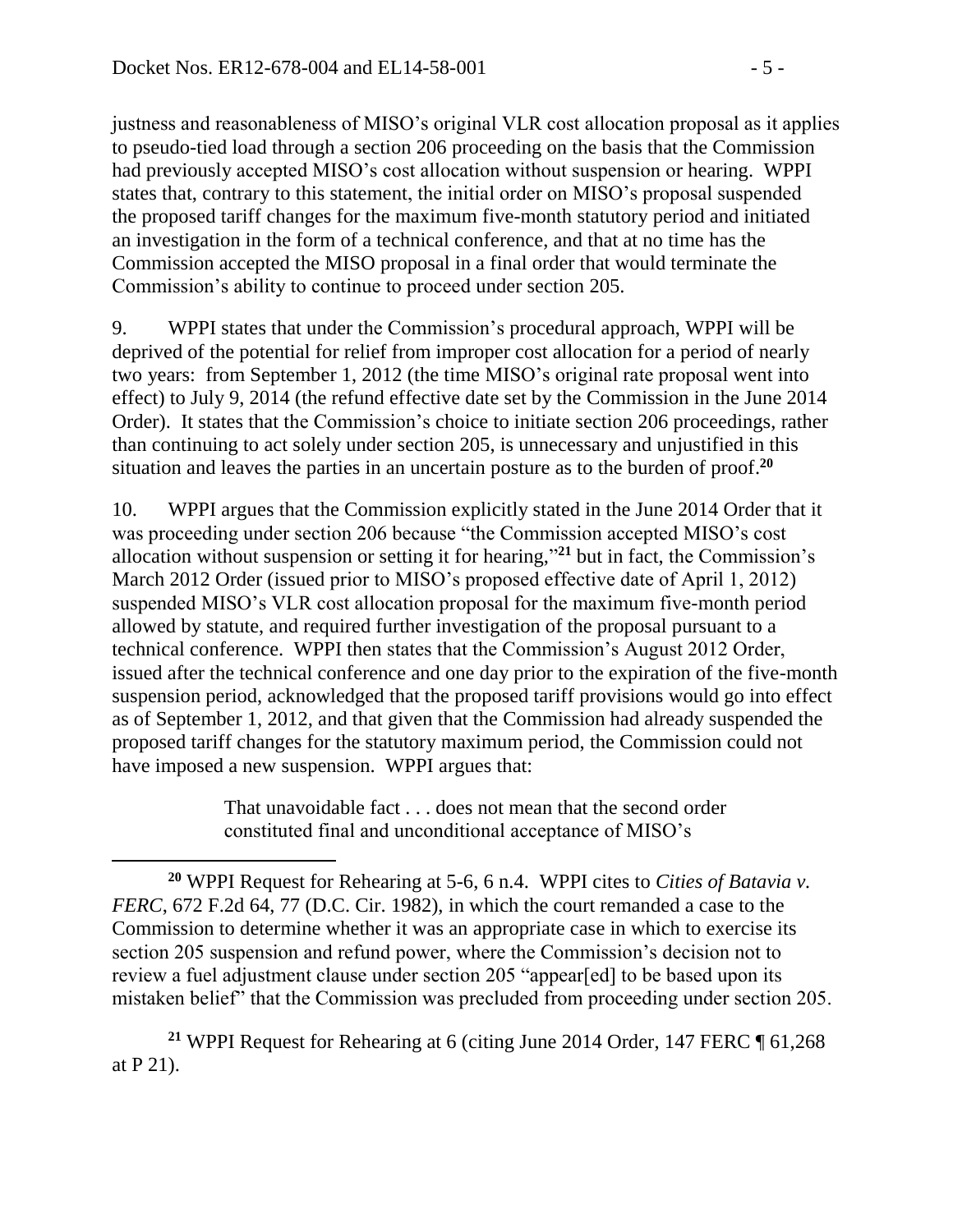justness and reasonableness of MISO's original VLR cost allocation proposal as it applies to pseudo-tied load through a section 206 proceeding on the basis that the Commission had previously accepted MISO's cost allocation without suspension or hearing. WPPI states that, contrary to this statement, the initial order on MISO's proposal suspended the proposed tariff changes for the maximum five-month statutory period and initiated an investigation in the form of a technical conference, and that at no time has the Commission accepted the MISO proposal in a final order that would terminate the Commission's ability to continue to proceed under section 205.

9. WPPI states that under the Commission's procedural approach, WPPI will be deprived of the potential for relief from improper cost allocation for a period of nearly two years: from September 1, 2012 (the time MISO's original rate proposal went into effect) to July 9, 2014 (the refund effective date set by the Commission in the June 2014 Order). It states that the Commission's choice to initiate section 206 proceedings, rather than continuing to act solely under section 205, is unnecessary and unjustified in this situation and leaves the parties in an uncertain posture as to the burden of proof.[20]

10. WPPI argues that the Commission explicitly stated in the June 2014 Order that it was proceeding under section 206 because "the Commission accepted MISO's cost allocation without suspension or setting it for hearing,"[21] but in fact, the Commission's March 2012 Order (issued prior to MISO's proposed effective date of April 1, 2012) suspended MISO's VLR cost allocation proposal for the maximum five-month period allowed by statute, and required further investigation of the proposal pursuant to a technical conference. WPPI then states that the Commission's August 2012 Order, issued after the technical conference and one day prior to the expiration of the five-month suspension period, acknowledged that the proposed tariff provisions would go into effect as of September 1, 2012, and that given that the Commission had already suspended the proposed tariff changes for the statutory maximum period, the Commission could not have imposed a new suspension. WPPI argues that:

> That unavoidable fact . . . does not mean that the second order constituted final and unconditional acceptance of MISO's

---

[20] WPPI Request for Rehearing at 5-6, 6 n.4. WPPI cites to *Cities of Batavia v. FERC*, 672 F.2d 64, 77 (D.C. Cir. 1982), in which the court remanded a case to the Commission to determine whether it was an appropriate case in which to exercise its section 205 suspension and refund power, where the Commission's decision not to review a fuel adjustment clause under section 205 "appear[ed] to be based upon its mistaken belief" that the Commission was precluded from proceeding under section 205.

[21] WPPI Request for Rehearing at 6 (citing June 2014 Order, 147 FERC ¶ 61,268 at P 21).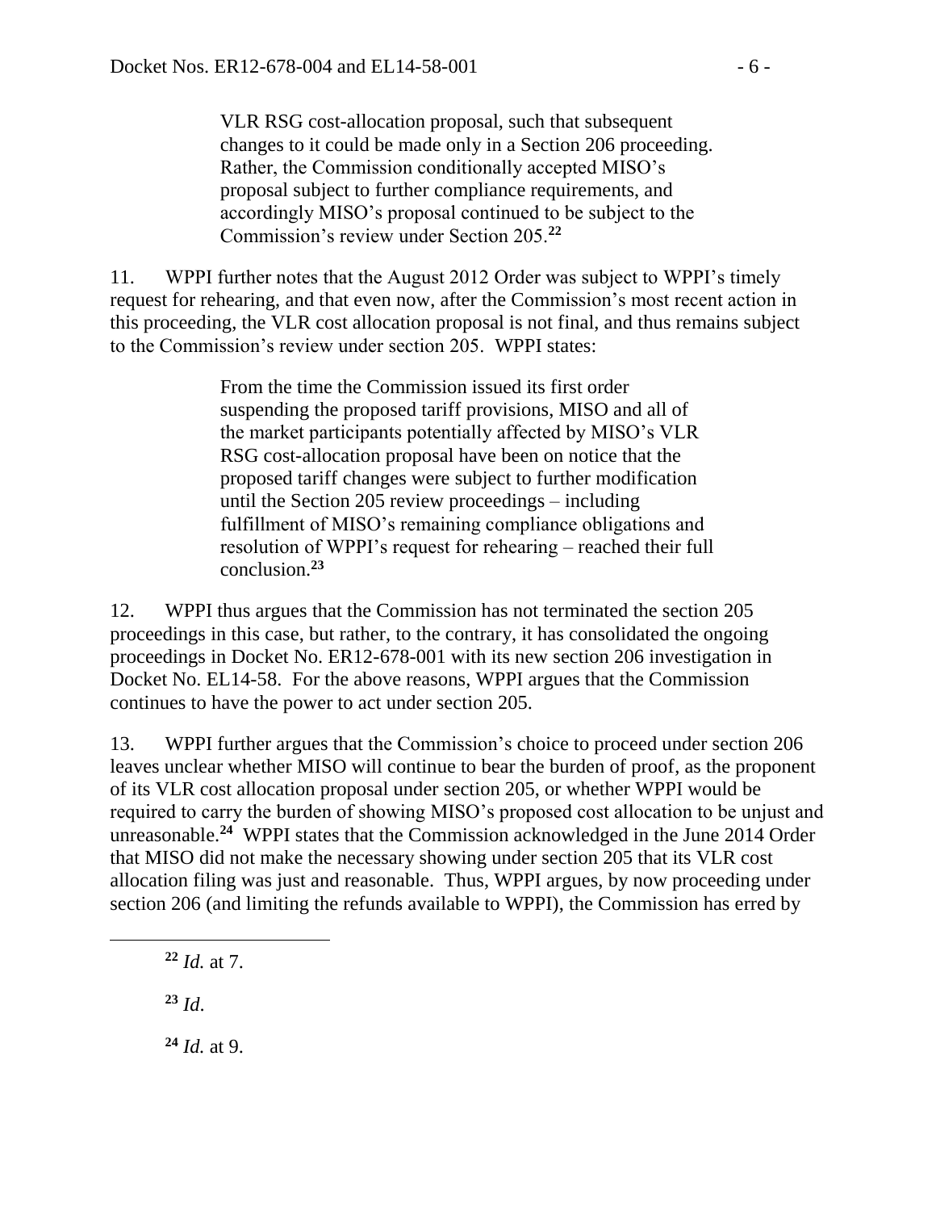> VLR RSG cost-allocation proposal, such that subsequent changes to it could be made only in a Section 206 proceeding. Rather, the Commission conditionally accepted MISO's proposal subject to further compliance requirements, and accordingly MISO's proposal continued to be subject to the Commission's review under Section 205.[22]

11. WPPI further notes that the August 2012 Order was subject to WPPI's timely request for rehearing, and that even now, after the Commission's most recent action in this proceeding, the VLR cost allocation proposal is not final, and thus remains subject to the Commission's review under section 205. WPPI states:

> From the time the Commission issued its first order suspending the proposed tariff provisions, MISO and all of the market participants potentially affected by MISO's VLR RSG cost-allocation proposal have been on notice that the proposed tariff changes were subject to further modification until the Section 205 review proceedings – including fulfillment of MISO's remaining compliance obligations and resolution of WPPI's request for rehearing – reached their full conclusion.[23]

12. WPPI thus argues that the Commission has not terminated the section 205 proceedings in this case, but rather, to the contrary, it has consolidated the ongoing proceedings in Docket No. ER12-678-001 with its new section 206 investigation in Docket No. EL14-58. For the above reasons, WPPI argues that the Commission continues to have the power to act under section 205.

13. WPPI further argues that the Commission's choice to proceed under section 206 leaves unclear whether MISO will continue to bear the burden of proof, as the proponent of its VLR cost allocation proposal under section 205, or whether WPPI would be required to carry the burden of showing MISO's proposed cost allocation to be unjust and unreasonable.[24] WPPI states that the Commission acknowledged in the June 2014 Order that MISO did not make the necessary showing under section 205 that its VLR cost allocation filing was just and reasonable. Thus, WPPI argues, by now proceeding under section 206 (and limiting the refunds available to WPPI), the Commission has erred by

---

[22] *Id.* at 7.

[23] *Id*.

[24] *Id.* at 9.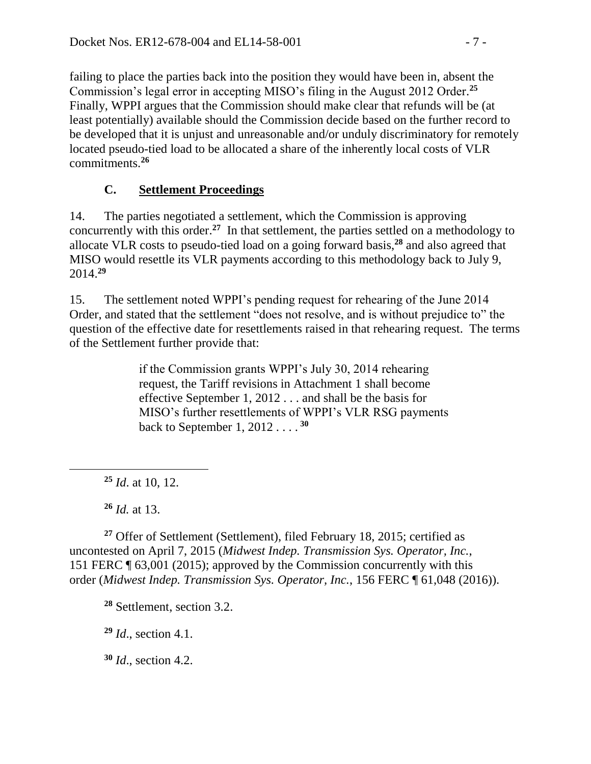failing to place the parties back into the position they would have been in, absent the Commission's legal error in accepting MISO's filing in the August 2012 Order.[25] Finally, WPPI argues that the Commission should make clear that refunds will be (at least potentially) available should the Commission decide based on the further record to be developed that it is unjust and unreasonable and/or unduly discriminatory for remotely located pseudo-tied load to be allocated a share of the inherently local costs of VLR commitments.[26]

### C. Settlement Proceedings

14. The parties negotiated a settlement, which the Commission is approving concurrently with this order.[27] In that settlement, the parties settled on a methodology to allocate VLR costs to pseudo-tied load on a going forward basis,[28] and also agreed that MISO would resettle its VLR payments according to this methodology back to July 9, 2014.[29]

15. The settlement noted WPPI's pending request for rehearing of the June 2014 Order, and stated that the settlement "does not resolve, and is without prejudice to" the question of the effective date for resettlements raised in that rehearing request. The terms of the Settlement further provide that:

> if the Commission grants WPPI's July 30, 2014 rehearing request, the Tariff revisions in Attachment 1 shall become effective September 1, 2012 . . . and shall be the basis for MISO's further resettlements of WPPI's VLR RSG payments back to September 1, 2012 . . . .[30]

---

[25] *Id*. at 10, 12.

[26] *Id.* at 13.

[27] Offer of Settlement (Settlement), filed February 18, 2015; certified as uncontested on April 7, 2015 (*Midwest Indep. Transmission Sys. Operator, Inc.*, 151 FERC ¶ 63,001 (2015); approved by the Commission concurrently with this order (*Midwest Indep. Transmission Sys. Operator, Inc.*, 156 FERC ¶ 61,048 (2016)).

[28] Settlement, section 3.2.

[29] *Id*., section 4.1.

[30] *Id*., section 4.2.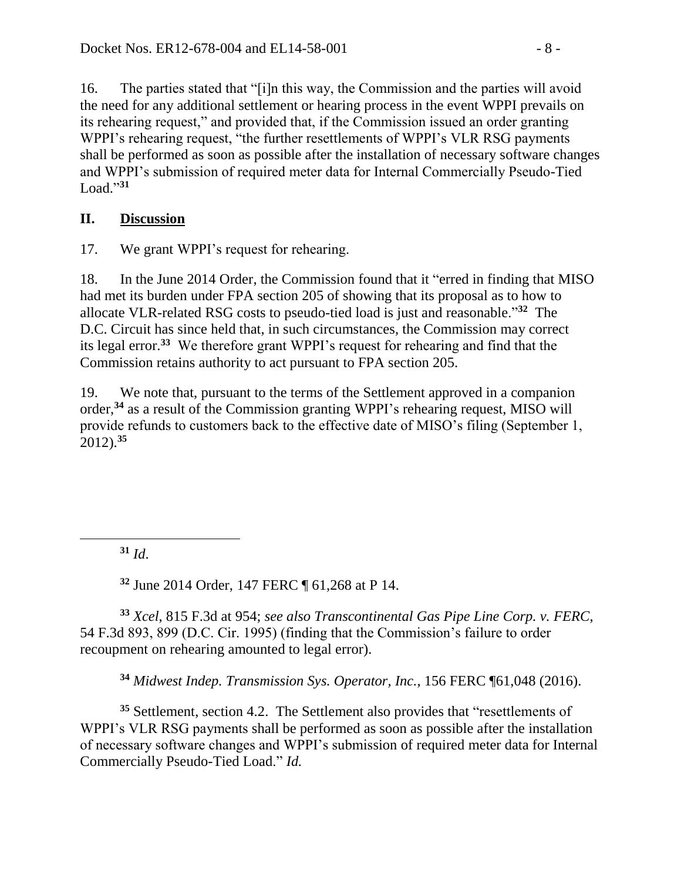16. The parties stated that "[i]n this way, the Commission and the parties will avoid the need for any additional settlement or hearing process in the event WPPI prevails on its rehearing request," and provided that, if the Commission issued an order granting WPPI's rehearing request, "the further resettlements of WPPI's VLR RSG payments shall be performed as soon as possible after the installation of necessary software changes and WPPI's submission of required meter data for Internal Commercially Pseudo-Tied Load."[31]

## II. Discussion

17. We grant WPPI's request for rehearing.

18. In the June 2014 Order, the Commission found that it "erred in finding that MISO had met its burden under FPA section 205 of showing that its proposal as to how to allocate VLR-related RSG costs to pseudo-tied load is just and reasonable."[32] The D.C. Circuit has since held that, in such circumstances, the Commission may correct its legal error.[33] We therefore grant WPPI's request for rehearing and find that the Commission retains authority to act pursuant to FPA section 205.

19. We note that, pursuant to the terms of the Settlement approved in a companion order,[34] as a result of the Commission granting WPPI's rehearing request, MISO will provide refunds to customers back to the effective date of MISO's filing (September 1, 2012).[35]

---

[31] *Id*.

[32] June 2014 Order, 147 FERC ¶ 61,268 at P 14.

[33] *Xcel*, 815 F.3d at 954; *see also Transcontinental Gas Pipe Line Corp. v. FERC*, 54 F.3d 893, 899 (D.C. Cir. 1995) (finding that the Commission's failure to order recoupment on rehearing amounted to legal error).

[34] *Midwest Indep. Transmission Sys. Operator, Inc.*, 156 FERC ¶61,048 (2016).

[35] Settlement, section 4.2. The Settlement also provides that "resettlements of WPPI's VLR RSG payments shall be performed as soon as possible after the installation of necessary software changes and WPPI's submission of required meter data for Internal Commercially Pseudo-Tied Load." *Id.*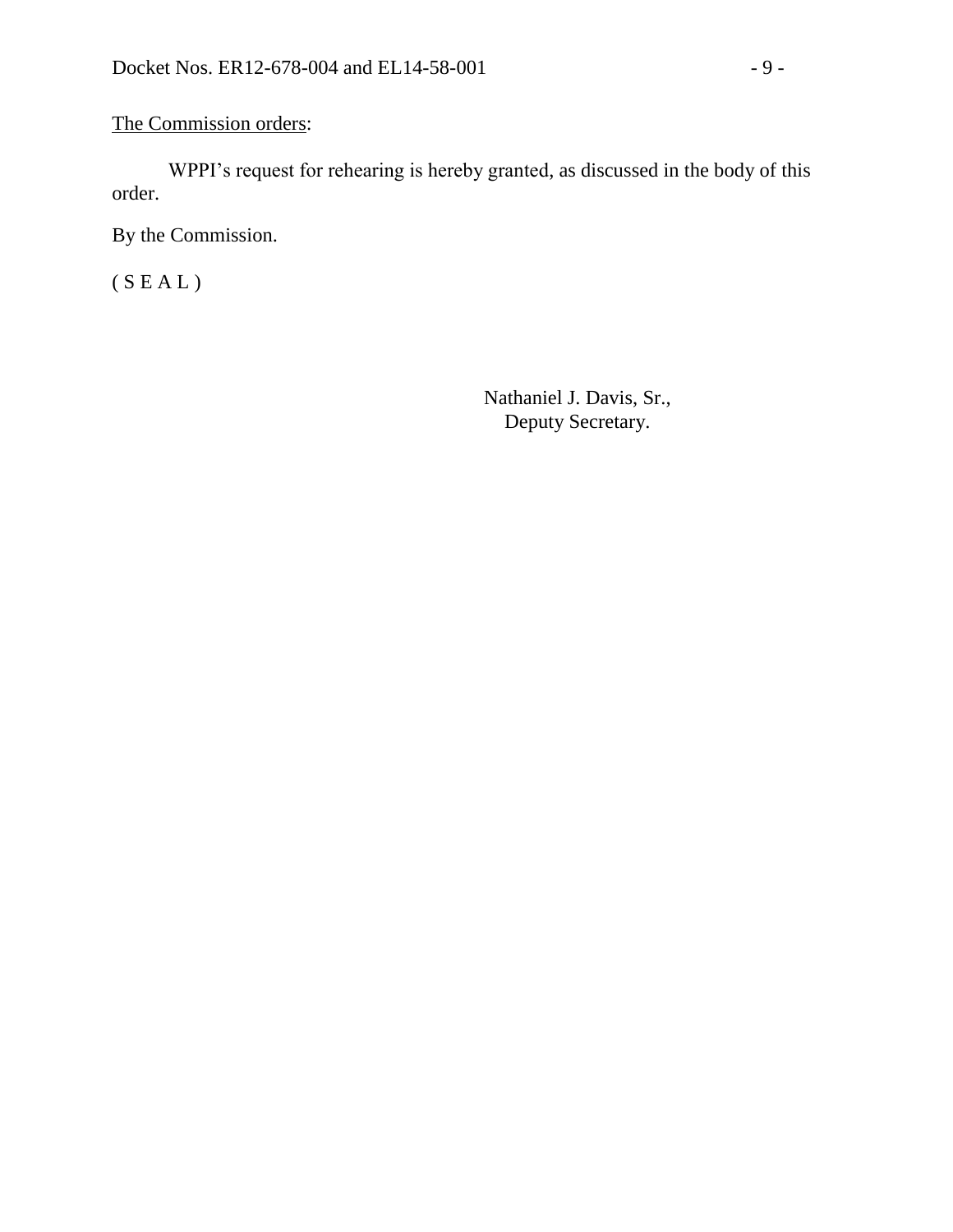<u>The Commission orders</u>:

WPPI's request for rehearing is hereby granted, as discussed in the body of this order.

By the Commission.

( S E A L )

Nathaniel J. Davis, Sr.,
Deputy Secretary.